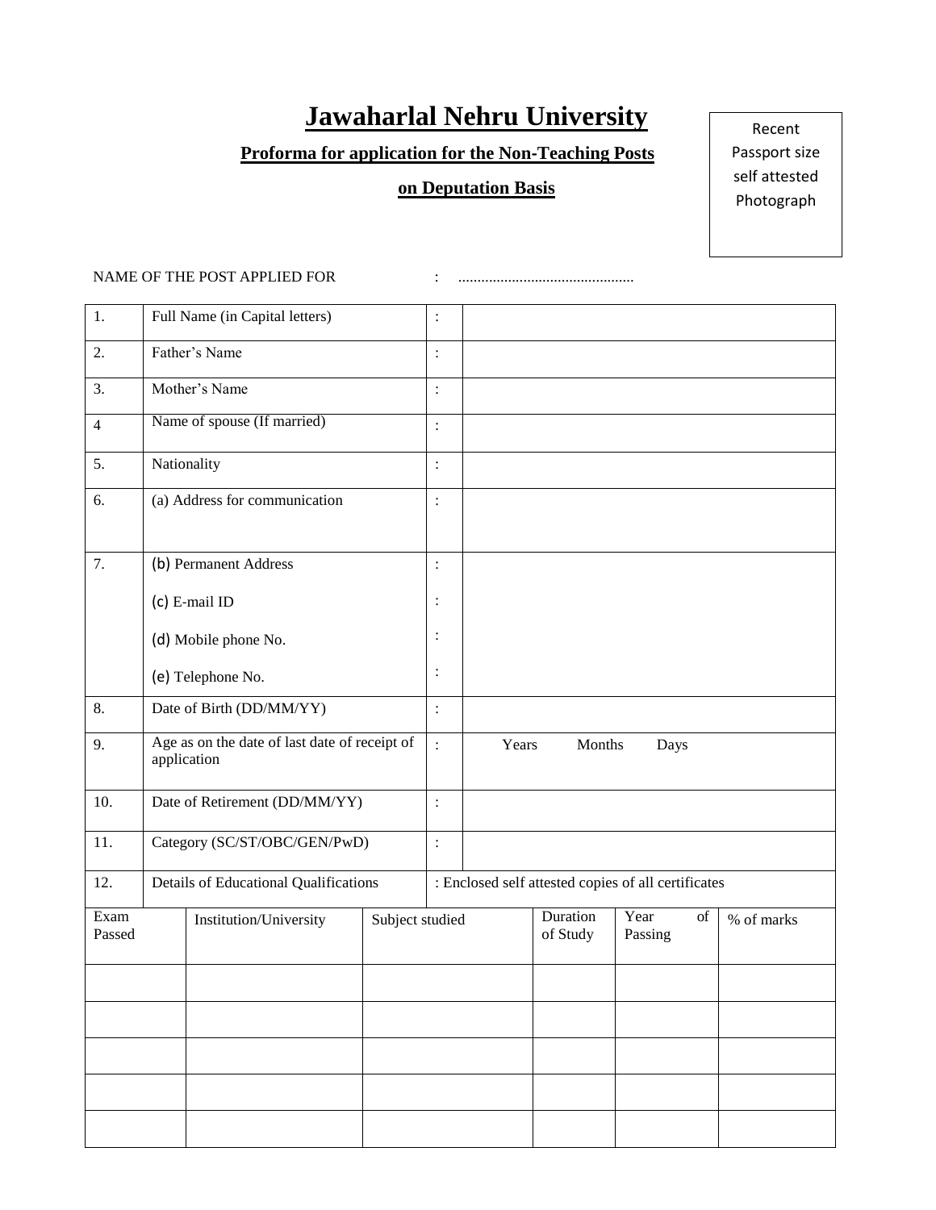# Jawaharlal Nehru University

**Proforma for application for the Non-Teaching Posts**

**on Deputation Basis**

Recent Passport size self attested Photograph

NAME OF THE POST APPLIED FOR : ..............................................

| | | | |
|---|---|---|---|
| 1. | Full Name (in Capital letters) | : | |
| 2. | Father's Name | : | |
| 3. | Mother's Name | : | |
| 4 | Name of spouse (If married) | : | |
| 5. | Nationality | : | |
| 6. | (a) Address for communication | : | |
| 7. | (b) Permanent Address<br>(c) E-mail ID<br>(d) Mobile phone No.<br>(e) Telephone No. | :<br>:<br>:<br>: | |
| 8. | Date of Birth (DD/MM/YY) | : | |
| 9. | Age as on the date of last date of receipt of application | : | Years Months Days |
| 10. | Date of Retirement (DD/MM/YY) | : | |
| 11. | Category (SC/ST/OBC/GEN/PwD) | : | |
| 12. | Details of Educational Qualifications | : Enclosed self attested copies of all certificates | |

| Exam Passed | Institution/University | Subject studied | Duration of Study | Year of Passing | % of marks |
|---|---|---|---|---|---|
| | | | | | |
| | | | | | |
| | | | | | |
| | | | | | |
| | | | | | |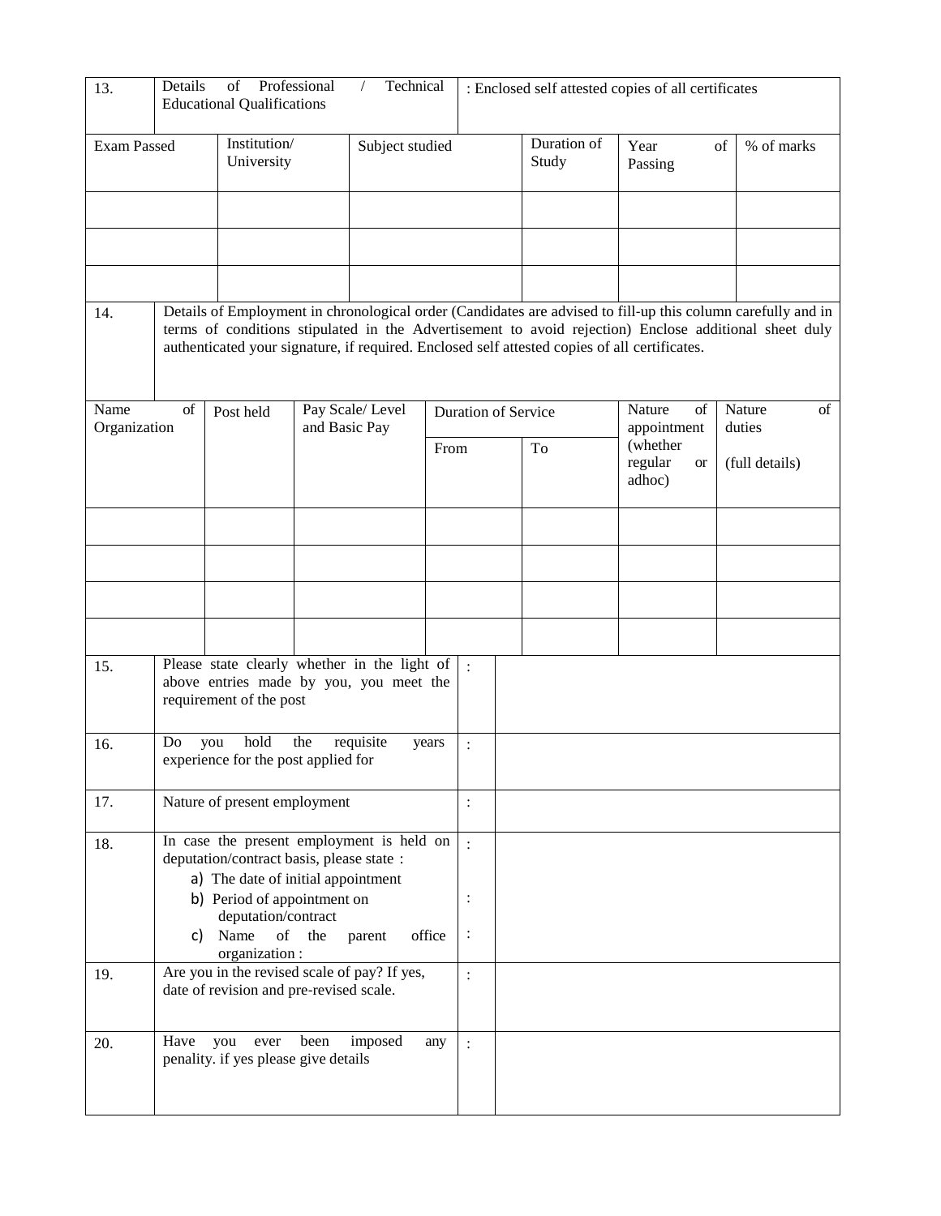| 13. | Details of Professional / Technical Educational Qualifications | : Enclosed self attested copies of all certificates | | | |
|---|---|---|---|---|---|
| **Exam Passed** | **Institution/ University** | **Subject studied** | **Duration of Study** | **Year of Passing** | **% of marks** |
| | | | | | |
| | | | | | |
| | | | | | |

14. Details of Employment in chronological order (Candidates are advised to fill-up this column carefully and in terms of conditions stipulated in the Advertisement to avoid rejection) Enclose additional sheet duly authenticated your signature, if required. Enclosed self attested copies of all certificates.

| Name of Organization | Post held | Pay Scale/ Level and Basic Pay | Duration of Service | | Nature of appointment (whether regular or adhoc) | Nature of duties (full details) |
|---|---|---|---|---|---|---|
| | | | From | To | | |
| | | | | | | |
| | | | | | | |
| | | | | | | |
| | | | | | | |

| | | | |
|---|---|---|---|
| 15. | Please state clearly whether in the light of above entries made by you, you meet the requirement of the post | : | |
| 16. | Do you hold the requisite years experience for the post applied for | : | |
| 17. | Nature of present employment | : | |
| 18. | In case the present employment is held on deputation/contract basis, please state :<br>a) The date of initial appointment<br>b) Period of appointment on deputation/contract<br>c) Name of the parent office organization : | :<br><br>:<br><br>: | |
| 19. | Are you in the revised scale of pay? If yes, date of revision and pre-revised scale. | : | |
| 20. | Have you ever been imposed any penality. if yes please give details | : | |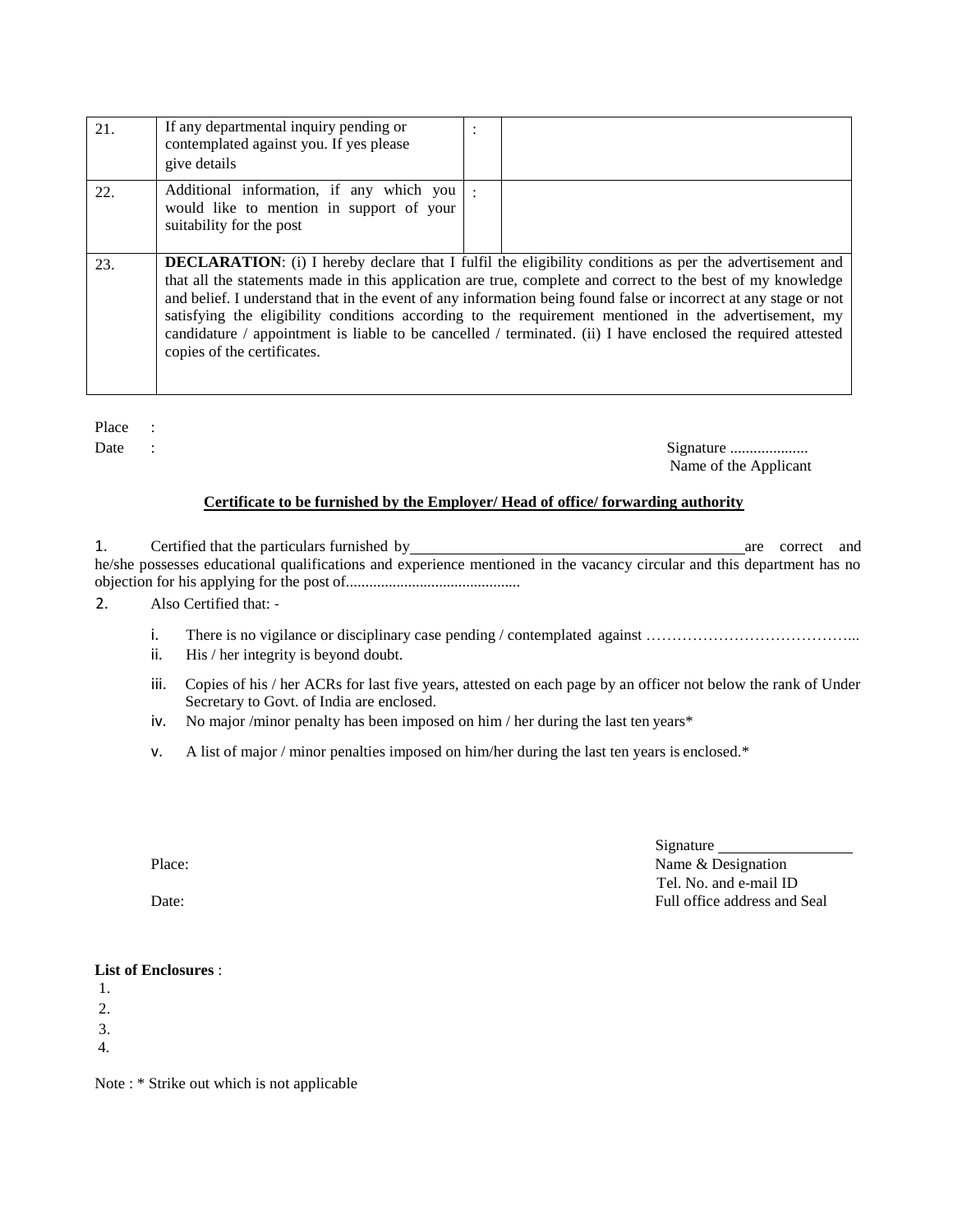| | | | |
|---|---|---|---|
| 21. | If any departmental inquiry pending or contemplated against you. If yes please give details | : | |
| 22. | Additional information, if any which you would like to mention in support of your suitability for the post | : | |
| 23. | **DECLARATION**: (i) I hereby declare that I fulfil the eligibility conditions as per the advertisement and that all the statements made in this application are true, complete and correct to the best of my knowledge and belief. I understand that in the event of any information being found false or incorrect at any stage or not satisfying the eligibility conditions according to the requirement mentioned in the advertisement, my candidature / appointment is liable to be cancelled / terminated. (ii) I have enclosed the required attested copies of the certificates. | | |

Place :

Date :

Signature ....................

Name of the Applicant

**Certificate to be furnished by the Employer/ Head of office/ forwarding authority**

1. Certified that the particulars furnished by \_\_\_\_\_\_\_\_\_\_\_\_\_\_\_\_\_\_\_\_\_\_\_\_\_\_\_\_\_\_\_\_\_\_\_\_\_\_\_\_ are correct and he/she possesses educational qualifications and experience mentioned in the vacancy circular and this department has no objection for his applying for the post of.............................................

2. Also Certified that: -

   i. There is no vigilance or disciplinary case pending / contemplated against …………………………………...
   ii. His / her integrity is beyond doubt.
   iii. Copies of his / her ACRs for last five years, attested on each page by an officer not below the rank of Under Secretary to Govt. of India are enclosed.
   iv. No major /minor penalty has been imposed on him / her during the last ten years*
   v. A list of major / minor penalties imposed on him/her during the last ten years is enclosed.*

Signature \_\_\_\_\_\_\_\_\_\_\_\_\_\_\_\_\_

Place:

Name & Designation

Tel. No. and e-mail ID

Date:

Full office address and Seal

**List of Enclosures** :

1.
2.
3.
4.

Note : * Strike out which is not applicable